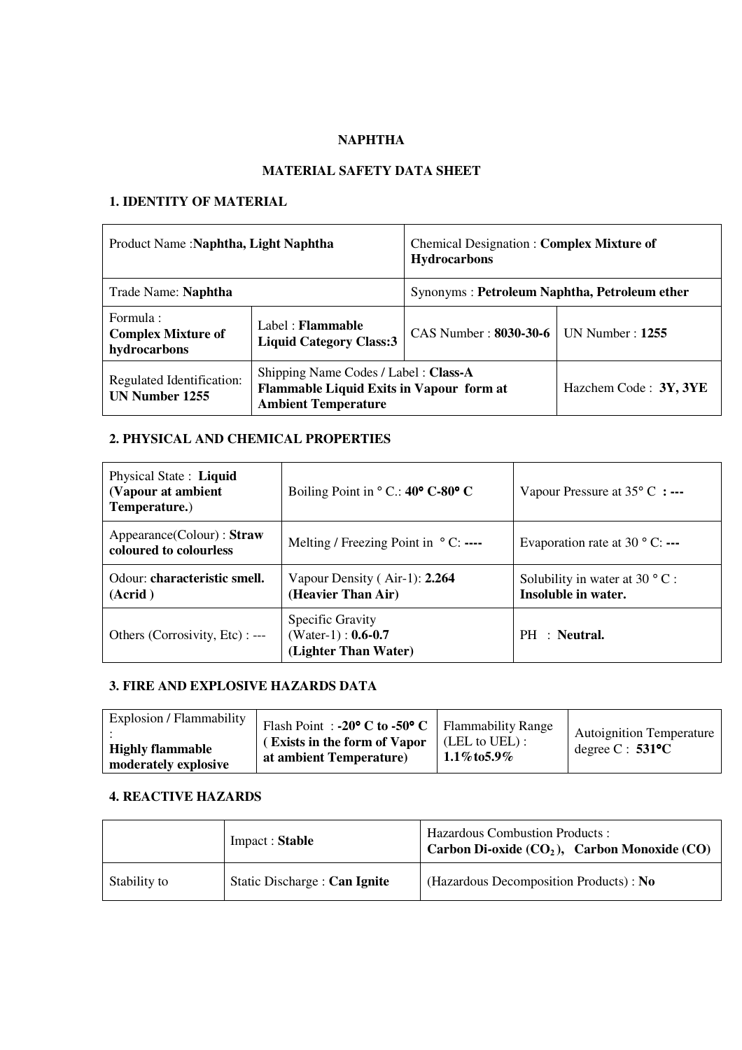# NAPHTHA

## MATERIAL SAFETY DATA SHEET

### 1. IDENTITY OF MATERIAL

| Product Name :**Naphtha, Light Naphtha** | | Chemical Designation : **Complex Mixture of Hydrocarbons** | |
|---|---|---|---|
| Trade Name: **Naphtha** | | Synonyms : **Petroleum Naphtha, Petroleum ether** | |
| Formula : **Complex Mixture of hydrocarbons** | Label : **Flammable Liquid Category Class:3** | CAS Number : **8030-30-6** | UN Number : **1255** |
| Regulated Identification: **UN Number 1255** | Shipping Name Codes / Label : **Class-A Flammable Liquid Exits in Vapour form at Ambient Temperature** | | Hazchem Code : **3Y, 3YE** |

### 2. PHYSICAL AND CHEMICAL PROPERTIES

| Physical State : **Liquid (Vapour at ambient Temperature.)** | Boiling Point in ° C.: **40° C-80° C** | Vapour Pressure at 35° C **: ---** |
|---|---|---|
| Appearance(Colour) : **Straw coloured to colourless** | Melting / Freezing Point in ° C: **----** | Evaporation rate at 30 ° C: **---** |
| Odour: **characteristic smell. (Acrid )** | Vapour Density ( Air-1): **2.264 (Heavier Than Air)** | Solubility in water at 30 ° C : **Insoluble in water.** |
| Others (Corrosivity, Etc) : --- | Specific Gravity (Water-1) : **0.6-0.7 (Lighter Than Water)** | PH : **Neutral.** |

### 3. FIRE AND EXPLOSIVE HAZARDS DATA

| Explosion / Flammability : **Highly flammable moderately explosive** | Flash Point : **-20° C to -50° C ( Exists in the form of Vapor at ambient Temperature)** | Flammability Range (LEL to UEL) : **1.1%to5.9%** | Autoignition Temperature degree C : **531°C** |
|---|---|---|---|

### 4. REACTIVE HAZARDS

| | Impact : **Stable** | Hazardous Combustion Products : **Carbon Di-oxide ($CO_2$ ), Carbon Monoxide (CO)** |
|---|---|---|
| Stability to | Static Discharge : **Can Ignite** | (Hazardous Decomposition Products) : **No** |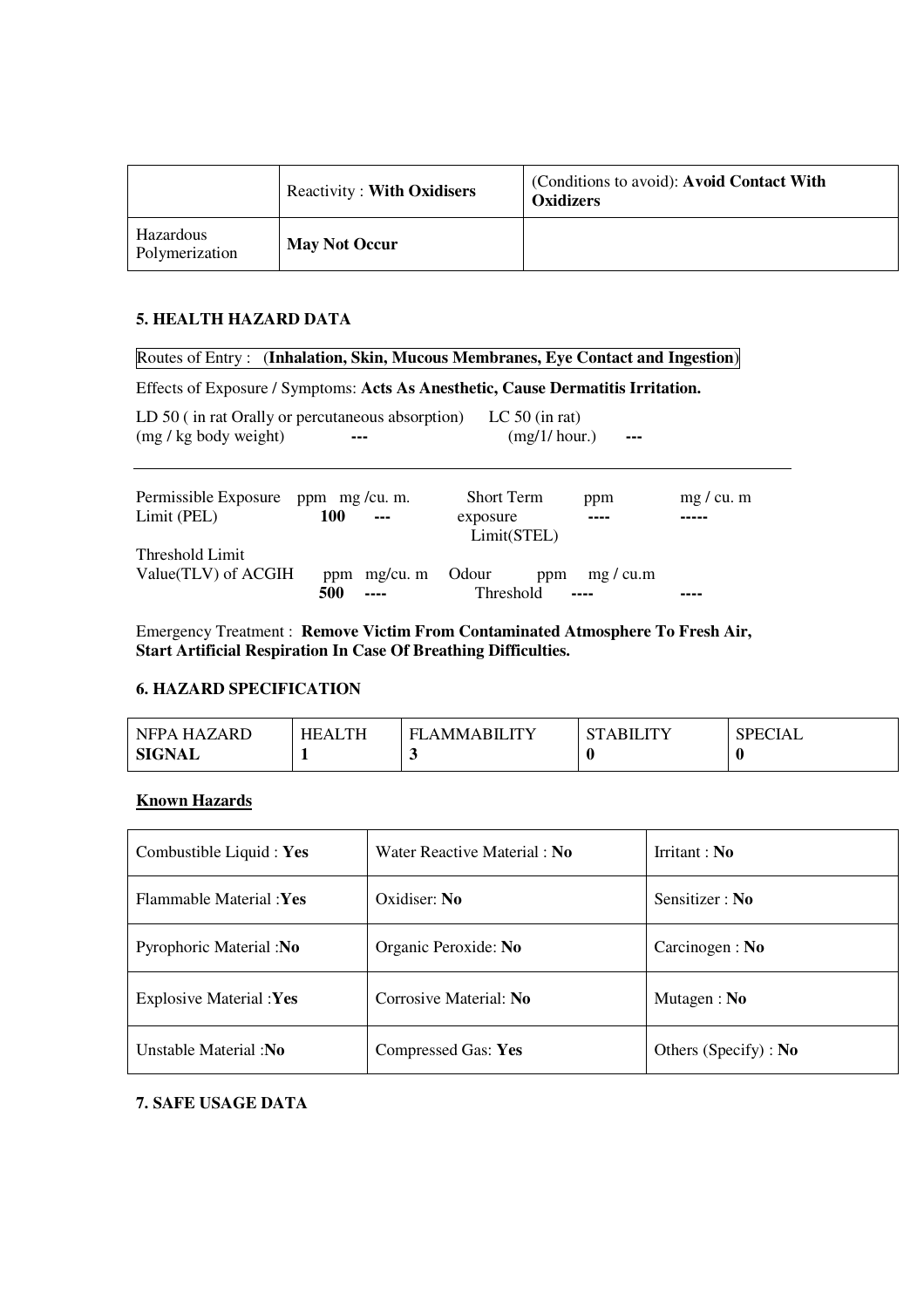| | Reactivity : **With Oxidisers** | (Conditions to avoid): **Avoid Contact With Oxidizers** |
|---|---|---|
| Hazardous Polymerization | **May Not Occur** | |

### 5. HEALTH HAZARD DATA

Routes of Entry : (**Inhalation, Skin, Mucous Membranes, Eye Contact and Ingestion**)

Effects of Exposure / Symptoms: **Acts As Anesthetic, Cause Dermatitis Irritation.**

LD 50 ( in rat Orally or percutaneous absorption) (mg / kg body weight) **---** LC 50 (in rat) (mg/1/ hour.) **---**

| Permissible Exposure Limit (PEL) | ppm | mg /cu. m. | Short Term exposure Limit(STEL) | ppm | mg / cu. m |
|---|---|---|---|---|---|
| | **100** | **---** | | **----** | **-----** |
| Threshold Limit Value(TLV) of ACGIH | ppm | mg/cu. m | Odour Threshold | ppm | mg / cu.m |
| | **500** | **----** | | **----** | **----** |

Emergency Treatment : **Remove Victim From Contaminated Atmosphere To Fresh Air, Start Artificial Respiration In Case Of Breathing Difficulties.**

### 6. HAZARD SPECIFICATION

| NFPA HAZARD **SIGNAL** | HEALTH **1** | FLAMMABILITY **3** | STABILITY **0** | SPECIAL **0** |
|---|---|---|---|---|

**Known Hazards**

| | | |
|---|---|---|
| Combustible Liquid : **Yes** | Water Reactive Material : **No** | Irritant : **No** |
| Flammable Material :**Yes** | Oxidiser: **No** | Sensitizer : **No** |
| Pyrophoric Material :**No** | Organic Peroxide: **No** | Carcinogen : **No** |
| Explosive Material :**Yes** | Corrosive Material: **No** | Mutagen : **No** |
| Unstable Material :**No** | Compressed Gas: **Yes** | Others (Specify) : **No** |

### 7. SAFE USAGE DATA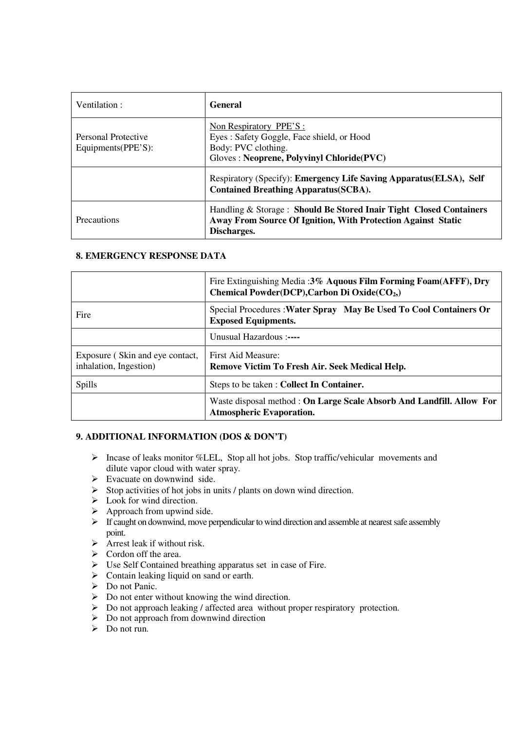| | |
|---|---|
| Ventilation : | **General** |
| Personal Protective Equipments(PPE'S): | Non Respiratory PPE'S :<br>Eyes : Safety Goggle, Face shield, or Hood<br>Body: PVC clothing.<br>Gloves : **Neoprene, Polyvinyl Chloride(PVC)** |
| | Respiratory (Specify): **Emergency Life Saving Apparatus(ELSA), Self Contained Breathing Apparatus(SCBA).** |
| Precautions | Handling & Storage : **Should Be Stored Inair Tight Closed Containers Away From Source Of Ignition, With Protection Against Static Discharges.** |

## 8. EMERGENCY RESPONSE DATA

| | |
|---|---|
| | Fire Extinguishing Media :**3% Aquous Film Forming Foam(AFFF), Dry Chemical Powder(DCP),Carbon Di Oxide($CO_2$,)** |
| Fire | Special Procedures :**Water Spray May Be Used To Cool Containers Or Exposed Equipments.** |
| | Unusual Hazardous :**----** |
| Exposure ( Skin and eye contact, inhalation, Ingestion) | First Aid Measure:<br>**Remove Victim To Fresh Air. Seek Medical Help.** |
| Spills | Steps to be taken : **Collect In Container.** |
| | Waste disposal method : **On Large Scale Absorb And Landfill. Allow For Atmospheric Evaporation.** |

## 9. ADDITIONAL INFORMATION (DOS & DON'T)

- Incase of leaks monitor %LEL, Stop all hot jobs. Stop traffic/vehicular movements and dilute vapor cloud with water spray.
- Evacuate on downwind side.
- Stop activities of hot jobs in units / plants on down wind direction.
- Look for wind direction.
- Approach from upwind side.
- If caught on downwind, move perpendicular to wind direction and assemble at nearest safe assembly point.
- Arrest leak if without risk.
- Cordon off the area.
- Use Self Contained breathing apparatus set in case of Fire.
- Contain leaking liquid on sand or earth.
- Do not Panic.
- Do not enter without knowing the wind direction.
- Do not approach leaking / affected area without proper respiratory protection.
- Do not approach from downwind direction
- Do not run.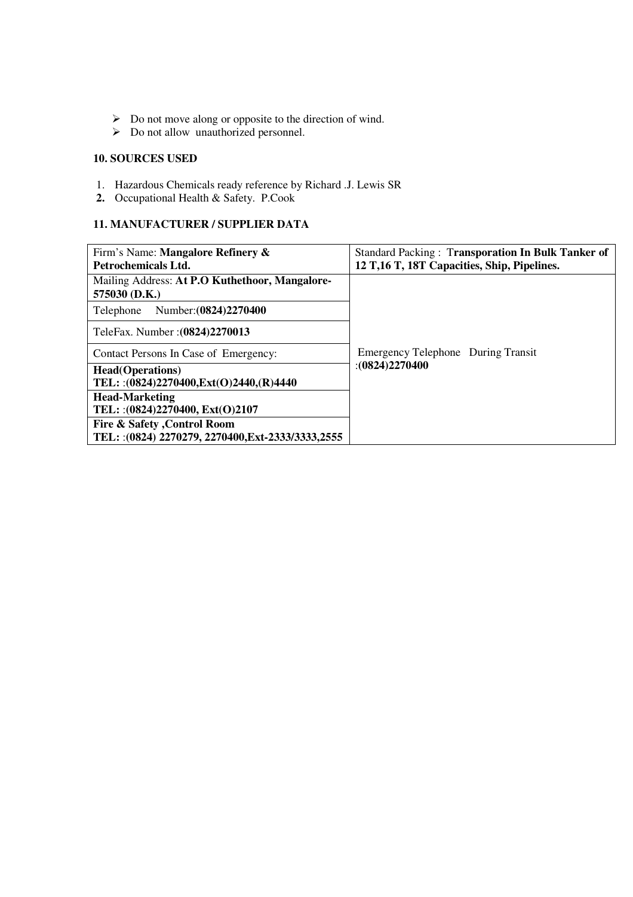- Do not move along or opposite to the direction of wind.
- Do not allow unauthorized personnel.

### 10. SOURCES USED

1. Hazardous Chemicals ready reference by Richard .J. Lewis SR
2. Occupational Health & Safety. P.Cook

### 11. MANUFACTURER / SUPPLIER DATA

| | |
|---|---|
| Firm's Name: **Mangalore Refinery & Petrochemicals Ltd.** | Standard Packing : T**ransporation In Bulk Tanker of 12 T,16 T, 18T Capacities, Ship, Pipelines.** |
| Mailing Address: **At P.O Kuthethoor, Mangalore-575030 (D.K.)** | Emergency Telephone During Transit :**(0824)2270400** |
| Telephone Number:**(0824)2270400** | |
| TeleFax. Number :**(0824)2270013** | |
| Contact Persons In Case of Emergency: | |
| **Head(Operations)** **TEL:** :**(0824)2270400,Ext(O)2440,(R)4440** | |
| **Head-Marketing** **TEL:** :**(0824)2270400, Ext(O)2107** | |
| **Fire & Safety ,Control Room** **TEL:** :**(0824) 2270279, 2270400,Ext-2333/3333,2555** | |